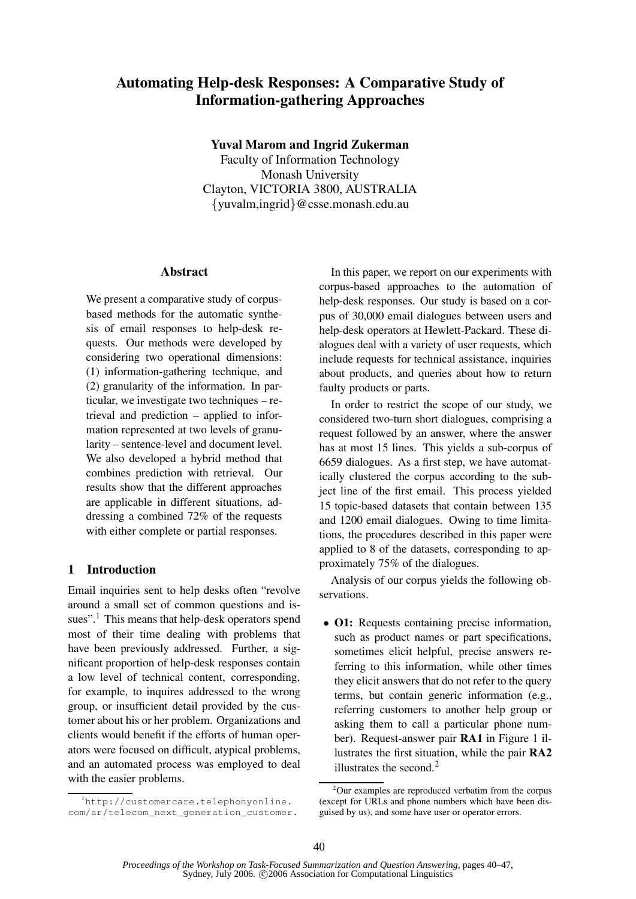# Automating Help-desk Responses: A Comparative Study of Information-gathering Approaches

**Yuval Marom and Ingrid Zukerman**

Faculty of Information Technology
Monash University
Clayton, VICTORIA 3800, AUSTRALIA
{yuvalm,ingrid}@csse.monash.edu.au

## Abstract

We present a comparative study of corpus-based methods for the automatic synthesis of email responses to help-desk requests. Our methods were developed by considering two operational dimensions: (1) information-gathering technique, and (2) granularity of the information. In particular, we investigate two techniques – retrieval and prediction – applied to information represented at two levels of granularity – sentence-level and document level. We also developed a hybrid method that combines prediction with retrieval. Our results show that the different approaches are applicable in different situations, addressing a combined 72% of the requests with either complete or partial responses.

## 1 Introduction

Email inquiries sent to help desks often "revolve around a small set of common questions and issues".[1] This means that help-desk operators spend most of their time dealing with problems that have been previously addressed. Further, a significant proportion of help-desk responses contain a low level of technical content, corresponding, for example, to inquires addressed to the wrong group, or insufficient detail provided by the customer about his or her problem. Organizations and clients would benefit if the efforts of human operators were focused on difficult, atypical problems, and an automated process was employed to deal with the easier problems.

In this paper, we report on our experiments with corpus-based approaches to the automation of help-desk responses. Our study is based on a corpus of 30,000 email dialogues between users and help-desk operators at Hewlett-Packard. These dialogues deal with a variety of user requests, which include requests for technical assistance, inquiries about products, and queries about how to return faulty products or parts.

In order to restrict the scope of our study, we considered two-turn short dialogues, comprising a request followed by an answer, where the answer has at most 15 lines. This yields a sub-corpus of 6659 dialogues. As a first step, we have automatically clustered the corpus according to the subject line of the first email. This process yielded 15 topic-based datasets that contain between 135 and 1200 email dialogues. Owing to time limitations, the procedures described in this paper were applied to 8 of the datasets, corresponding to approximately 75% of the dialogues.

Analysis of our corpus yields the following observations.

- **O1:** Requests containing precise information, such as product names or part specifications, sometimes elicit helpful, precise answers referring to this information, while other times they elicit answers that do not refer to the query terms, but contain generic information (e.g., referring customers to another help group or asking them to call a particular phone number). Request-answer pair **RA1** in Figure 1 illustrates the first situation, while the pair **RA2** illustrates the second.[2]

[1] http://customercare.telephonyonline.com/ar/telecom_next_generation_customer.

[2] Our examples are reproduced verbatim from the corpus (except for URLs and phone numbers which have been disguised by us), and some have user or operator errors.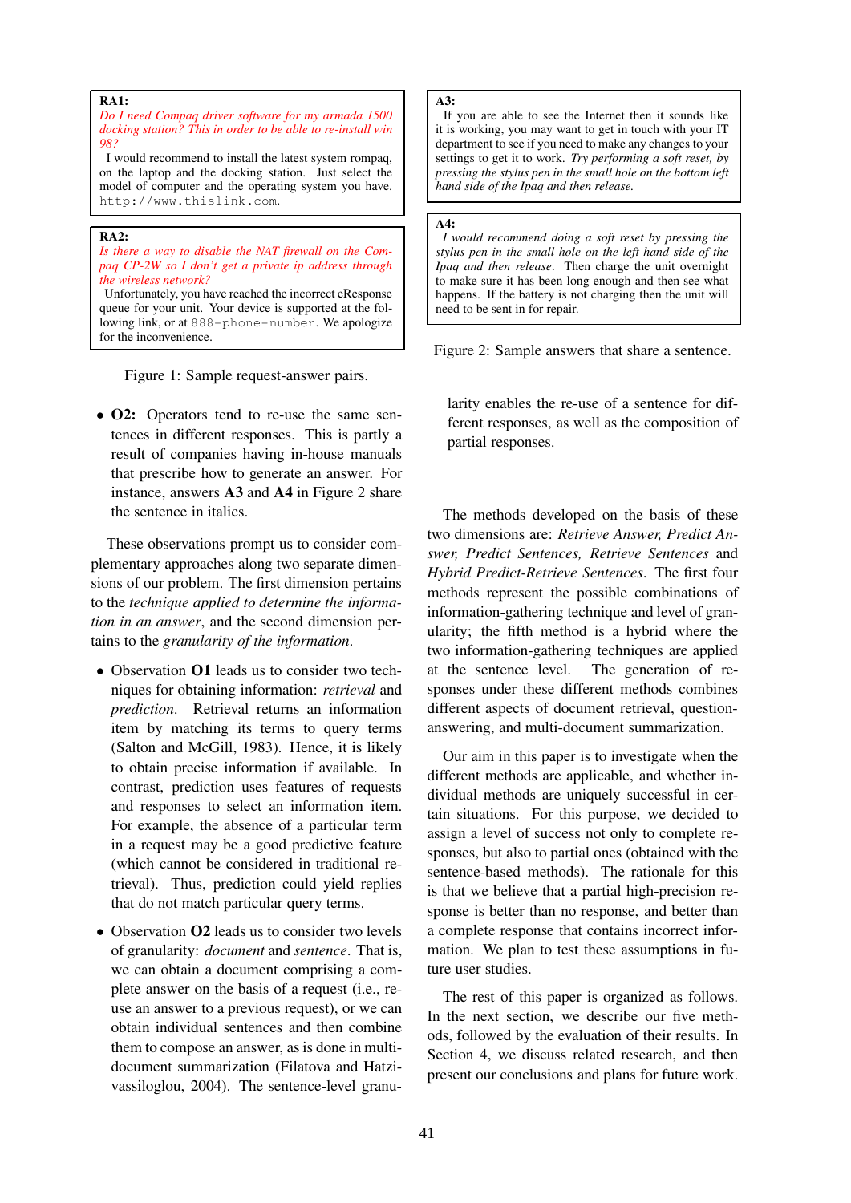**RA1:**
*Do I need Compaq driver software for my armada 1500 docking station? This in order to be able to re-install win 98?*
I would recommend to install the latest system rompaq, on the laptop and the docking station. Just select the model of computer and the operating system you have. `http://www.thislink.com`.

**RA2:**
*Is there a way to disable the NAT firewall on the Compaq CP-2W so I don't get a private ip address through the wireless network?*
Unfortunately, you have reached the incorrect eResponse queue for your unit. Your device is supported at the following link, or at `888-phone-number`. We apologize for the inconvenience.

Figure 1: Sample request-answer pairs.

- **O2:** Operators tend to re-use the same sentences in different responses. This is partly a result of companies having in-house manuals that prescribe how to generate an answer. For instance, answers **A3** and **A4** in Figure 2 share the sentence in italics.

These observations prompt us to consider complementary approaches along two separate dimensions of our problem. The first dimension pertains to the *technique applied to determine the information in an answer*, and the second dimension pertains to the *granularity of the information*.

- Observation **O1** leads us to consider two techniques for obtaining information: *retrieval* and *prediction*. Retrieval returns an information item by matching its terms to query terms (Salton and McGill, 1983). Hence, it is likely to obtain precise information if available. In contrast, prediction uses features of requests and responses to select an information item. For example, the absence of a particular term in a request may be a good predictive feature (which cannot be considered in traditional retrieval). Thus, prediction could yield replies that do not match particular query terms.
- Observation **O2** leads us to consider two levels of granularity: *document* and *sentence*. That is, we can obtain a document comprising a complete answer on the basis of a request (i.e., re-use an answer to a previous request), or we can obtain individual sentences and then combine them to compose an answer, as is done in multi-document summarization (Filatova and Hatzivassiloglou, 2004). The sentence-level granularity enables the re-use of a sentence for different responses, as well as the composition of partial responses.

**A3:**
If you are able to see the Internet then it sounds like it is working, you may want to get in touch with your IT department to see if you need to make any changes to your settings to get it to work. *Try performing a soft reset, by pressing the stylus pen in the small hole on the bottom left hand side of the Ipaq and then release.*

**A4:**
*I would recommend doing a soft reset by pressing the stylus pen in the small hole on the left hand side of the Ipaq and then release.* Then charge the unit overnight to make sure it has been long enough and then see what happens. If the battery is not charging then the unit will need to be sent in for repair.

Figure 2: Sample answers that share a sentence.

The methods developed on the basis of these two dimensions are: *Retrieve Answer, Predict Answer, Predict Sentences, Retrieve Sentences* and *Hybrid Predict-Retrieve Sentences*. The first four methods represent the possible combinations of information-gathering technique and level of granularity; the fifth method is a hybrid where the two information-gathering techniques are applied at the sentence level. The generation of responses under these different methods combines different aspects of document retrieval, question-answering, and multi-document summarization.

Our aim in this paper is to investigate when the different methods are applicable, and whether individual methods are uniquely successful in certain situations. For this purpose, we decided to assign a level of success not only to complete responses, but also to partial ones (obtained with the sentence-based methods). The rationale for this is that we believe that a partial high-precision response is better than no response, and better than a complete response that contains incorrect information. We plan to test these assumptions in future user studies.

The rest of this paper is organized as follows. In the next section, we describe our five methods, followed by the evaluation of their results. In Section 4, we discuss related research, and then present our conclusions and plans for future work.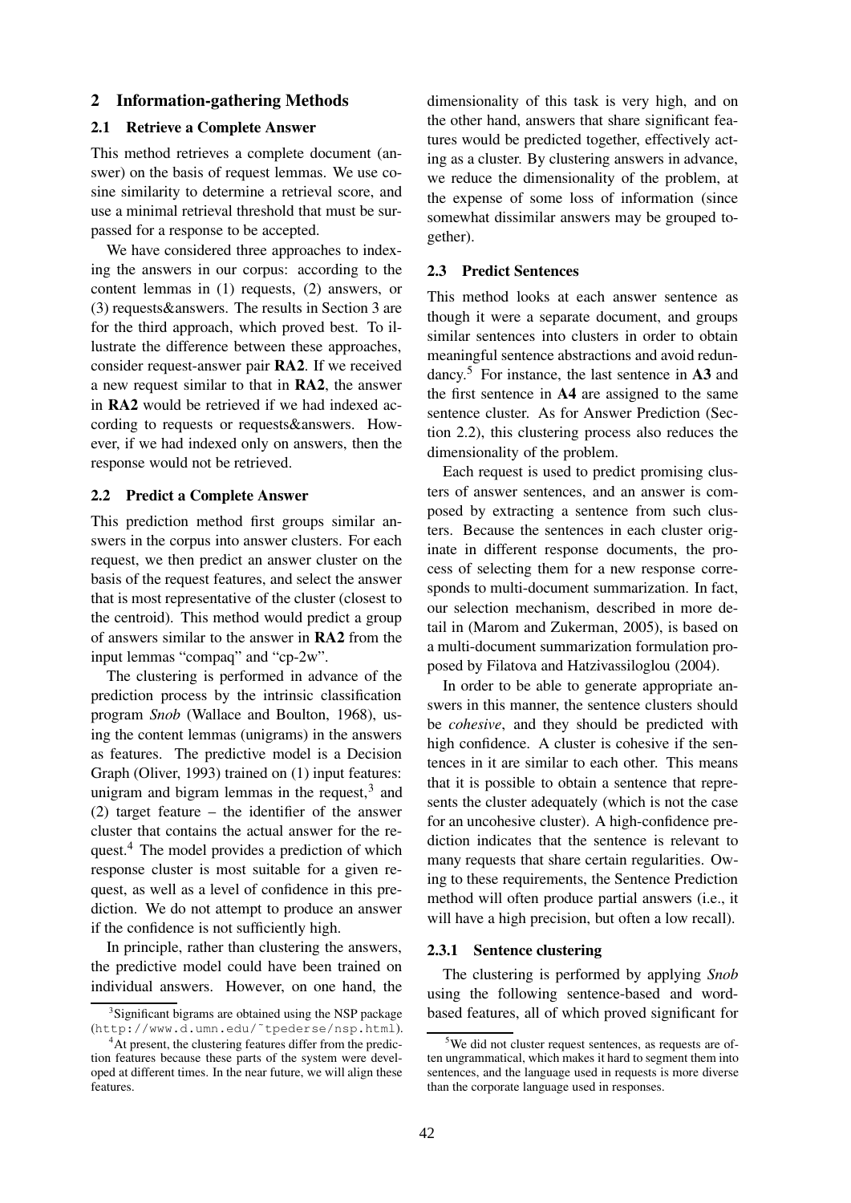## 2 Information-gathering Methods

### 2.1 Retrieve a Complete Answer

This method retrieves a complete document (answer) on the basis of request lemmas. We use cosine similarity to determine a retrieval score, and use a minimal retrieval threshold that must be surpassed for a response to be accepted.

We have considered three approaches to indexing the answers in our corpus: according to the content lemmas in (1) requests, (2) answers, or (3) requests&answers. The results in Section 3 are for the third approach, which proved best. To illustrate the difference between these approaches, consider request-answer pair **RA2**. If we received a new request similar to that in **RA2**, the answer in **RA2** would be retrieved if we had indexed according to requests or requests&answers. However, if we had indexed only on answers, then the response would not be retrieved.

### 2.2 Predict a Complete Answer

This prediction method first groups similar answers in the corpus into answer clusters. For each request, we then predict an answer cluster on the basis of the request features, and select the answer that is most representative of the cluster (closest to the centroid). This method would predict a group of answers similar to the answer in **RA2** from the input lemmas "compaq" and "cp-2w".

The clustering is performed in advance of the prediction process by the intrinsic classification program *Snob* (Wallace and Boulton, 1968), using the content lemmas (unigrams) in the answers as features. The predictive model is a Decision Graph (Oliver, 1993) trained on (1) input features: unigram and bigram lemmas in the request,[3] and (2) target feature – the identifier of the answer cluster that contains the actual answer for the request.[4] The model provides a prediction of which response cluster is most suitable for a given request, as well as a level of confidence in this prediction. We do not attempt to produce an answer if the confidence is not sufficiently high.

In principle, rather than clustering the answers, the predictive model could have been trained on individual answers. However, on one hand, the dimensionality of this task is very high, and on the other hand, answers that share significant features would be predicted together, effectively acting as a cluster. By clustering answers in advance, we reduce the dimensionality of the problem, at the expense of some loss of information (since somewhat dissimilar answers may be grouped together).

[3] Significant bigrams are obtained using the NSP package (http://www.d.umn.edu/~tpederse/nsp.html).

[4] At present, the clustering features differ from the prediction features because these parts of the system were developed at different times. In the near future, we will align these features.

### 2.3 Predict Sentences

This method looks at each answer sentence as though it were a separate document, and groups similar sentences into clusters in order to obtain meaningful sentence abstractions and avoid redundancy.[5] For instance, the last sentence in **A3** and the first sentence in **A4** are assigned to the same sentence cluster. As for Answer Prediction (Section 2.2), this clustering process also reduces the dimensionality of the problem.

Each request is used to predict promising clusters of answer sentences, and an answer is composed by extracting a sentence from such clusters. Because the sentences in each cluster originate in different response documents, the process of selecting them for a new response corresponds to multi-document summarization. In fact, our selection mechanism, described in more detail in (Marom and Zukerman, 2005), is based on a multi-document summarization formulation proposed by Filatova and Hatzivassiloglou (2004).

In order to be able to generate appropriate answers in this manner, the sentence clusters should be *cohesive*, and they should be predicted with high confidence. A cluster is cohesive if the sentences in it are similar to each other. This means that it is possible to obtain a sentence that represents the cluster adequately (which is not the case for an uncohesive cluster). A high-confidence prediction indicates that the sentence is relevant to many requests that share certain regularities. Owing to these requirements, the Sentence Prediction method will often produce partial answers (i.e., it will have a high precision, but often a low recall).

#### 2.3.1 Sentence clustering

The clustering is performed by applying *Snob* using the following sentence-based and word-based features, all of which proved significant for

[5] We did not cluster request sentences, as requests are often ungrammatical, which makes it hard to segment them into sentences, and the language used in requests is more diverse than the corporate language used in responses.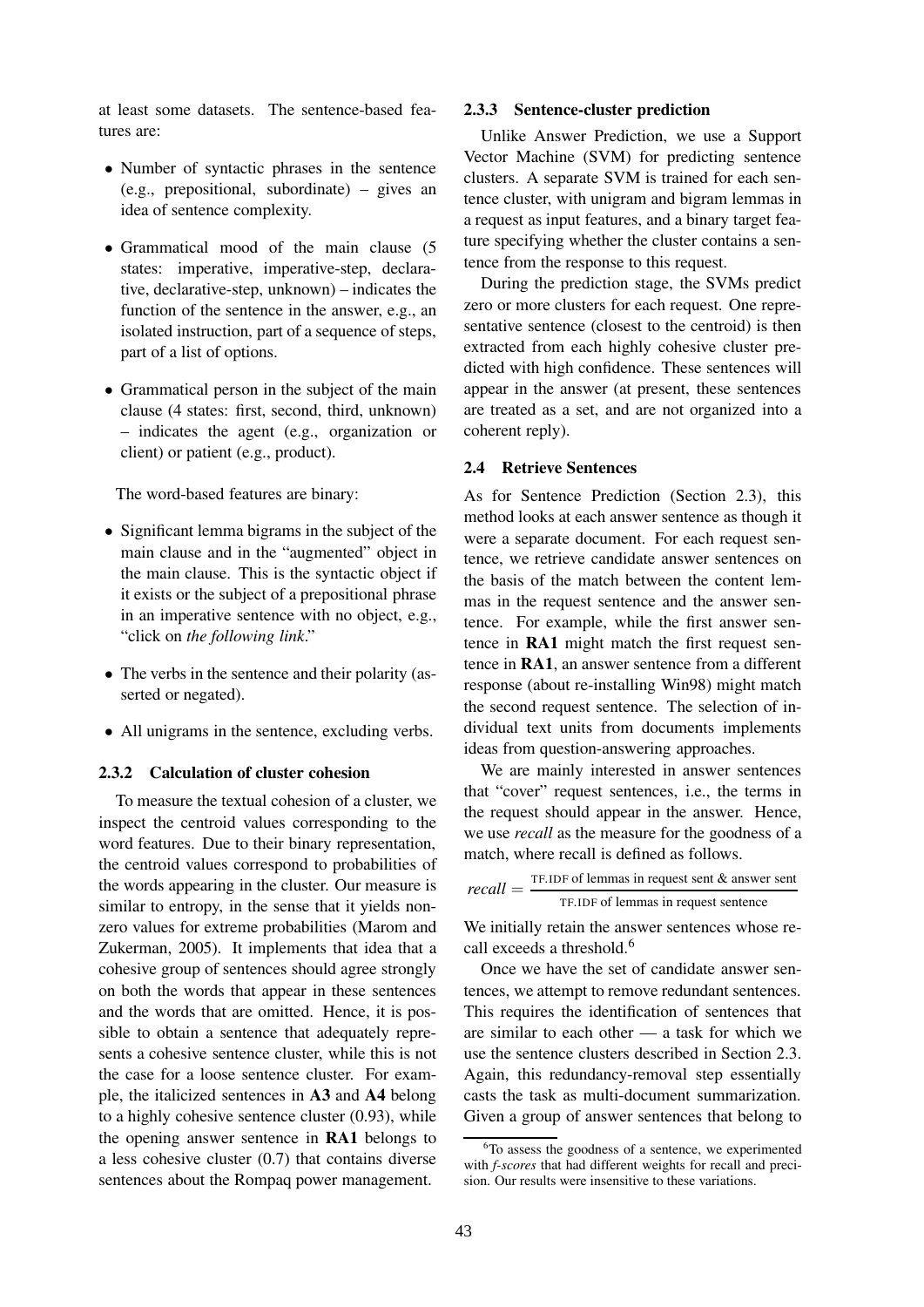at least some datasets. The sentence-based features are:

- Number of syntactic phrases in the sentence (e.g., prepositional, subordinate) – gives an idea of sentence complexity.
- Grammatical mood of the main clause (5 states: imperative, imperative-step, declarative, declarative-step, unknown) – indicates the function of the sentence in the answer, e.g., an isolated instruction, part of a sequence of steps, part of a list of options.
- Grammatical person in the subject of the main clause (4 states: first, second, third, unknown) – indicates the agent (e.g., organization or client) or patient (e.g., product).

The word-based features are binary:

- Significant lemma bigrams in the subject of the main clause and in the "augmented" object in the main clause. This is the syntactic object if it exists or the subject of a prepositional phrase in an imperative sentence with no object, e.g., "click on *the following link*."
- The verbs in the sentence and their polarity (asserted or negated).
- All unigrams in the sentence, excluding verbs.

### 2.3.2 Calculation of cluster cohesion

To measure the textual cohesion of a cluster, we inspect the centroid values corresponding to the word features. Due to their binary representation, the centroid values correspond to probabilities of the words appearing in the cluster. Our measure is similar to entropy, in the sense that it yields non-zero values for extreme probabilities (Marom and Zukerman, 2005). It implements that idea that a cohesive group of sentences should agree strongly on both the words that appear in these sentences and the words that are omitted. Hence, it is possible to obtain a sentence that adequately represents a cohesive sentence cluster, while this is not the case for a loose sentence cluster. For example, the italicized sentences in **A3** and **A4** belong to a highly cohesive sentence cluster (0.93), while the opening answer sentence in **RA1** belongs to a less cohesive cluster (0.7) that contains diverse sentences about the Rompaq power management.

### 2.3.3 Sentence-cluster prediction

Unlike Answer Prediction, we use a Support Vector Machine (SVM) for predicting sentence clusters. A separate SVM is trained for each sentence cluster, with unigram and bigram lemmas in a request as input features, and a binary target feature specifying whether the cluster contains a sentence from the response to this request.

During the prediction stage, the SVMs predict zero or more clusters for each request. One representative sentence (closest to the centroid) is then extracted from each highly cohesive cluster predicted with high confidence. These sentences will appear in the answer (at present, these sentences are treated as a set, and are not organized into a coherent reply).

## 2.4 Retrieve Sentences

As for Sentence Prediction (Section 2.3), this method looks at each answer sentence as though it were a separate document. For each request sentence, we retrieve candidate answer sentences on the basis of the match between the content lemmas in the request sentence and the answer sentence. For example, while the first answer sentence in **RA1** might match the first request sentence in **RA1**, an answer sentence from a different response (about re-installing Win98) might match the second request sentence. The selection of individual text units from documents implements ideas from question-answering approaches.

We are mainly interested in answer sentences that "cover" request sentences, i.e., the terms in the request should appear in the answer. Hence, we use *recall* as the measure for the goodness of a match, where recall is defined as follows.

$$recall = \frac{\text{TF.IDF of lemmas in request sent \& answer sent}}{\text{TF.IDF of lemmas in request sentence}}$$

We initially retain the answer sentences whose recall exceeds a threshold.[6]

Once we have the set of candidate answer sentences, we attempt to remove redundant sentences. This requires the identification of sentences that are similar to each other — a task for which we use the sentence clusters described in Section 2.3. Again, this redundancy-removal step essentially casts the task as multi-document summarization. Given a group of answer sentences that belong to

[6] To assess the goodness of a sentence, we experimented with *f-scores* that had different weights for recall and precision. Our results were insensitive to these variations.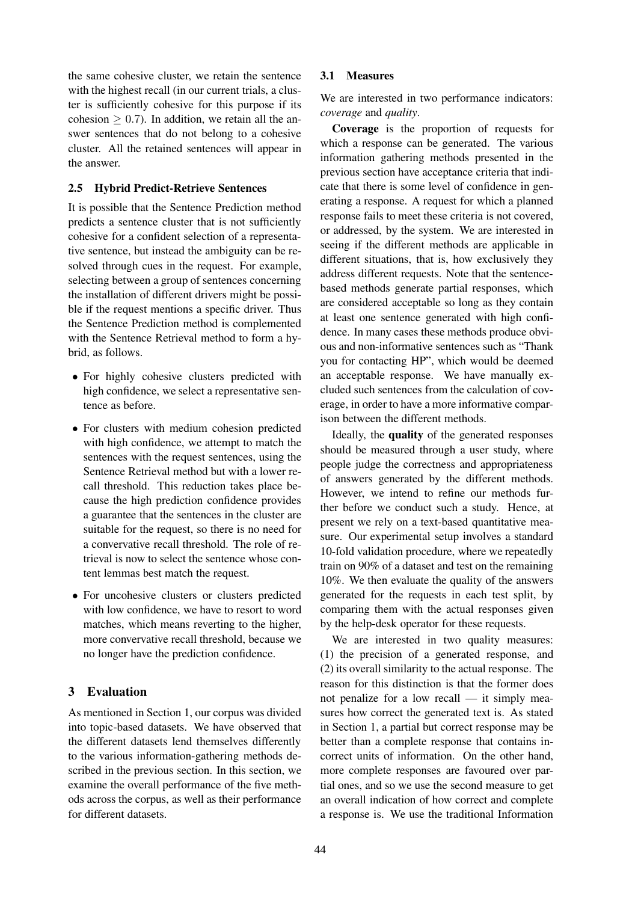the same cohesive cluster, we retain the sentence with the highest recall (in our current trials, a cluster is sufficiently cohesive for this purpose if its cohesion $\geq 0.7$). In addition, we retain all the answer sentences that do not belong to a cohesive cluster. All the retained sentences will appear in the answer.

### 2.5 Hybrid Predict-Retrieve Sentences

It is possible that the Sentence Prediction method predicts a sentence cluster that is not sufficiently cohesive for a confident selection of a representative sentence, but instead the ambiguity can be resolved through cues in the request. For example, selecting between a group of sentences concerning the installation of different drivers might be possible if the request mentions a specific driver. Thus the Sentence Prediction method is complemented with the Sentence Retrieval method to form a hybrid, as follows.

- For highly cohesive clusters predicted with high confidence, we select a representative sentence as before.
- For clusters with medium cohesion predicted with high confidence, we attempt to match the sentences with the request sentences, using the Sentence Retrieval method but with a lower recall threshold. This reduction takes place because the high prediction confidence provides a guarantee that the sentences in the cluster are suitable for the request, so there is no need for a convervative recall threshold. The role of retrieval is now to select the sentence whose content lemmas best match the request.
- For uncohesive clusters or clusters predicted with low confidence, we have to resort to word matches, which means reverting to the higher, more convervative recall threshold, because we no longer have the prediction confidence.

## 3 Evaluation

As mentioned in Section 1, our corpus was divided into topic-based datasets. We have observed that the different datasets lend themselves differently to the various information-gathering methods described in the previous section. In this section, we examine the overall performance of the five methods across the corpus, as well as their performance for different datasets.

### 3.1 Measures

We are interested in two performance indicators: *coverage* and *quality*.

**Coverage** is the proportion of requests for which a response can be generated. The various information gathering methods presented in the previous section have acceptance criteria that indicate that there is some level of confidence in generating a response. A request for which a planned response fails to meet these criteria is not covered, or addressed, by the system. We are interested in seeing if the different methods are applicable in different situations, that is, how exclusively they address different requests. Note that the sentence-based methods generate partial responses, which are considered acceptable so long as they contain at least one sentence generated with high confidence. In many cases these methods produce obvious and non-informative sentences such as "Thank you for contacting HP", which would be deemed an acceptable response. We have manually excluded such sentences from the calculation of coverage, in order to have a more informative comparison between the different methods.

Ideally, the **quality** of the generated responses should be measured through a user study, where people judge the correctness and appropriateness of answers generated by the different methods. However, we intend to refine our methods further before we conduct such a study. Hence, at present we rely on a text-based quantitative measure. Our experimental setup involves a standard 10-fold validation procedure, where we repeatedly train on 90% of a dataset and test on the remaining 10%. We then evaluate the quality of the answers generated for the requests in each test split, by comparing them with the actual responses given by the help-desk operator for these requests.

We are interested in two quality measures: (1) the precision of a generated response, and (2) its overall similarity to the actual response. The reason for this distinction is that the former does not penalize for a low recall — it simply measures how correct the generated text is. As stated in Section 1, a partial but correct response may be better than a complete response that contains incorrect units of information. On the other hand, more complete responses are favoured over partial ones, and so we use the second measure to get an overall indication of how correct and complete a response is. We use the traditional Information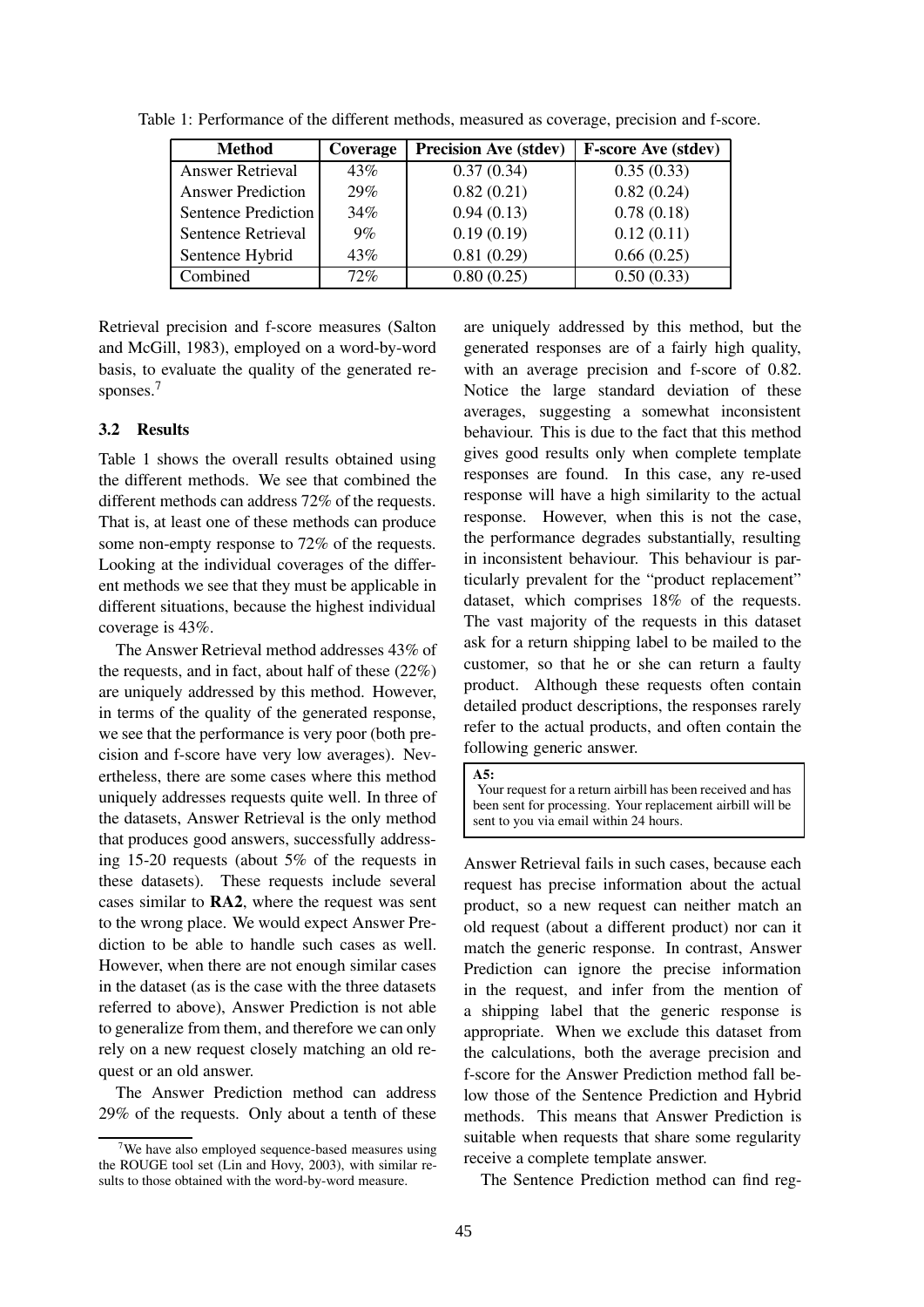Table 1: Performance of the different methods, measured as coverage, precision and f-score.

| Method | Coverage | Precision Ave (stdev) | F-score Ave (stdev) |
|---|---|---|---|
| Answer Retrieval | 43% | 0.37 (0.34) | 0.35 (0.33) |
| Answer Prediction | 29% | 0.82 (0.21) | 0.82 (0.24) |
| Sentence Prediction | 34% | 0.94 (0.13) | 0.78 (0.18) |
| Sentence Retrieval | 9% | 0.19 (0.19) | 0.12 (0.11) |
| Sentence Hybrid | 43% | 0.81 (0.29) | 0.66 (0.25) |
| Combined | 72% | 0.80 (0.25) | 0.50 (0.33) |

Retrieval precision and f-score measures (Salton and McGill, 1983), employed on a word-by-word basis, to evaluate the quality of the generated responses.[7]

### 3.2 Results

Table 1 shows the overall results obtained using the different methods. We see that combined the different methods can address 72% of the requests. That is, at least one of these methods can produce some non-empty response to 72% of the requests. Looking at the individual coverages of the different methods we see that they must be applicable in different situations, because the highest individual coverage is 43%.

The Answer Retrieval method addresses 43% of the requests, and in fact, about half of these (22%) are uniquely addressed by this method. However, in terms of the quality of the generated response, we see that the performance is very poor (both precision and f-score have very low averages). Nevertheless, there are some cases where this method uniquely addresses requests quite well. In three of the datasets, Answer Retrieval is the only method that produces good answers, successfully addressing 15-20 requests (about 5% of the requests in these datasets). These requests include several cases similar to **RA2**, where the request was sent to the wrong place. We would expect Answer Prediction to be able to handle such cases as well. However, when there are not enough similar cases in the dataset (as is the case with the three datasets referred to above), Answer Prediction is not able to generalize from them, and therefore we can only rely on a new request closely matching an old request or an old answer.

The Answer Prediction method can address 29% of the requests. Only about a tenth of these are uniquely addressed by this method, but the generated responses are of a fairly high quality, with an average precision and f-score of 0.82. Notice the large standard deviation of these averages, suggesting a somewhat inconsistent behaviour. This is due to the fact that this method gives good results only when complete template responses are found. In this case, any re-used response will have a high similarity to the actual response. However, when this is not the case, the performance degrades substantially, resulting in inconsistent behaviour. This behaviour is particularly prevalent for the "product replacement" dataset, which comprises 18% of the requests. The vast majority of the requests in this dataset ask for a return shipping label to be mailed to the customer, so that he or she can return a faulty product. Although these requests often contain detailed product descriptions, the responses rarely refer to the actual products, and often contain the following generic answer.

> **A5:**
> Your request for a return airbill has been received and has been sent for processing. Your replacement airbill will be sent to you via email within 24 hours.

Answer Retrieval fails in such cases, because each request has precise information about the actual product, so a new request can neither match an old request (about a different product) nor can it match the generic response. In contrast, Answer Prediction can ignore the precise information in the request, and infer from the mention of a shipping label that the generic response is appropriate. When we exclude this dataset from the calculations, both the average precision and f-score for the Answer Prediction method fall below those of the Sentence Prediction and Hybrid methods. This means that Answer Prediction is suitable when requests that share some regularity receive a complete template answer.

The Sentence Prediction method can find reg-

[7]We have also employed sequence-based measures using the ROUGE tool set (Lin and Hovy, 2003), with similar results to those obtained with the word-by-word measure.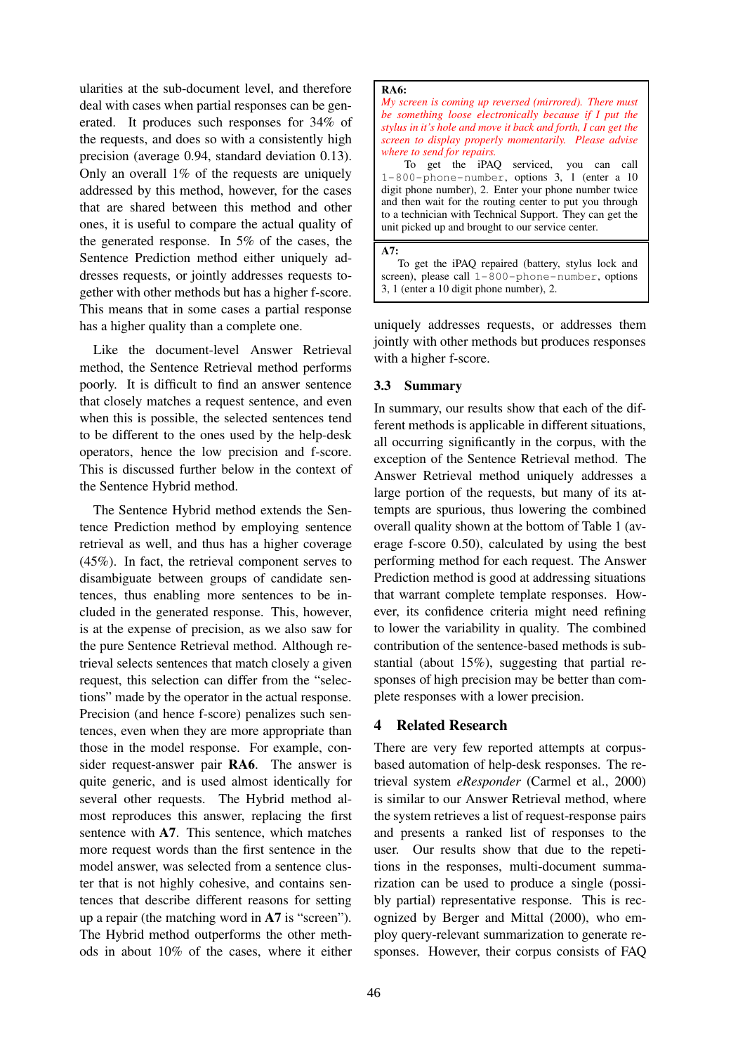ularities at the sub-document level, and therefore deal with cases when partial responses can be generated. It produces such responses for 34% of the requests, and does so with a consistently high precision (average 0.94, standard deviation 0.13). Only an overall 1% of the requests are uniquely addressed by this method, however, for the cases that are shared between this method and other ones, it is useful to compare the actual quality of the generated response. In 5% of the cases, the Sentence Prediction method either uniquely addresses requests, or jointly addresses requests together with other methods but has a higher f-score. This means that in some cases a partial response has a higher quality than a complete one.

Like the document-level Answer Retrieval method, the Sentence Retrieval method performs poorly. It is difficult to find an answer sentence that closely matches a request sentence, and even when this is possible, the selected sentences tend to be different to the ones used by the help-desk operators, hence the low precision and f-score. This is discussed further below in the context of the Sentence Hybrid method.

The Sentence Hybrid method extends the Sentence Prediction method by employing sentence retrieval as well, and thus has a higher coverage (45%). In fact, the retrieval component serves to disambiguate between groups of candidate sentences, thus enabling more sentences to be included in the generated response. This, however, is at the expense of precision, as we also saw for the pure Sentence Retrieval method. Although retrieval selects sentences that match closely a given request, this selection can differ from the "selections" made by the operator in the actual response. Precision (and hence f-score) penalizes such sentences, even when they are more appropriate than those in the model response. For example, consider request-answer pair **RA6**. The answer is quite generic, and is used almost identically for several other requests. The Hybrid method almost reproduces this answer, replacing the first sentence with **A7**. This sentence, which matches more request words than the first sentence in the model answer, was selected from a sentence cluster that is not highly cohesive, and contains sentences that describe different reasons for setting up a repair (the matching word in **A7** is "screen"). The Hybrid method outperforms the other methods in about 10% of the cases, where it either uniquely addresses requests, or addresses them jointly with other methods but produces responses with a higher f-score.

> **RA6:**
> *My screen is coming up reversed (mirrored). There must be something loose electronically because if I put the stylus in it's hole and move it back and forth, I can get the screen to display properly momentarily. Please advise where to send for repairs.*
>
> To get the iPAQ serviced, you can call `1-800-phone-number`, options 3, 1 (enter a 10 digit phone number), 2. Enter your phone number twice and then wait for the routing center to put you through to a technician with Technical Support. They can get the unit picked up and brought to our service center.

> **A7:**
> To get the iPAQ repaired (battery, stylus lock and screen), please call `1-800-phone-number`, options 3, 1 (enter a 10 digit phone number), 2.

### 3.3 Summary

In summary, our results show that each of the different methods is applicable in different situations, all occurring significantly in the corpus, with the exception of the Sentence Retrieval method. The Answer Retrieval method uniquely addresses a large portion of the requests, but many of its attempts are spurious, thus lowering the combined overall quality shown at the bottom of Table 1 (average f-score 0.50), calculated by using the best performing method for each request. The Answer Prediction method is good at addressing situations that warrant complete template responses. However, its confidence criteria might need refining to lower the variability in quality. The combined contribution of the sentence-based methods is substantial (about 15%), suggesting that partial responses of high precision may be better than complete responses with a lower precision.

## 4 Related Research

There are very few reported attempts at corpus-based automation of help-desk responses. The retrieval system *eResponder* (Carmel et al., 2000) is similar to our Answer Retrieval method, where the system retrieves a list of request-response pairs and presents a ranked list of responses to the user. Our results show that due to the repetitions in the responses, multi-document summarization can be used to produce a single (possibly partial) representative response. This is recognized by Berger and Mittal (2000), who employ query-relevant summarization to generate responses. However, their corpus consists of FAQ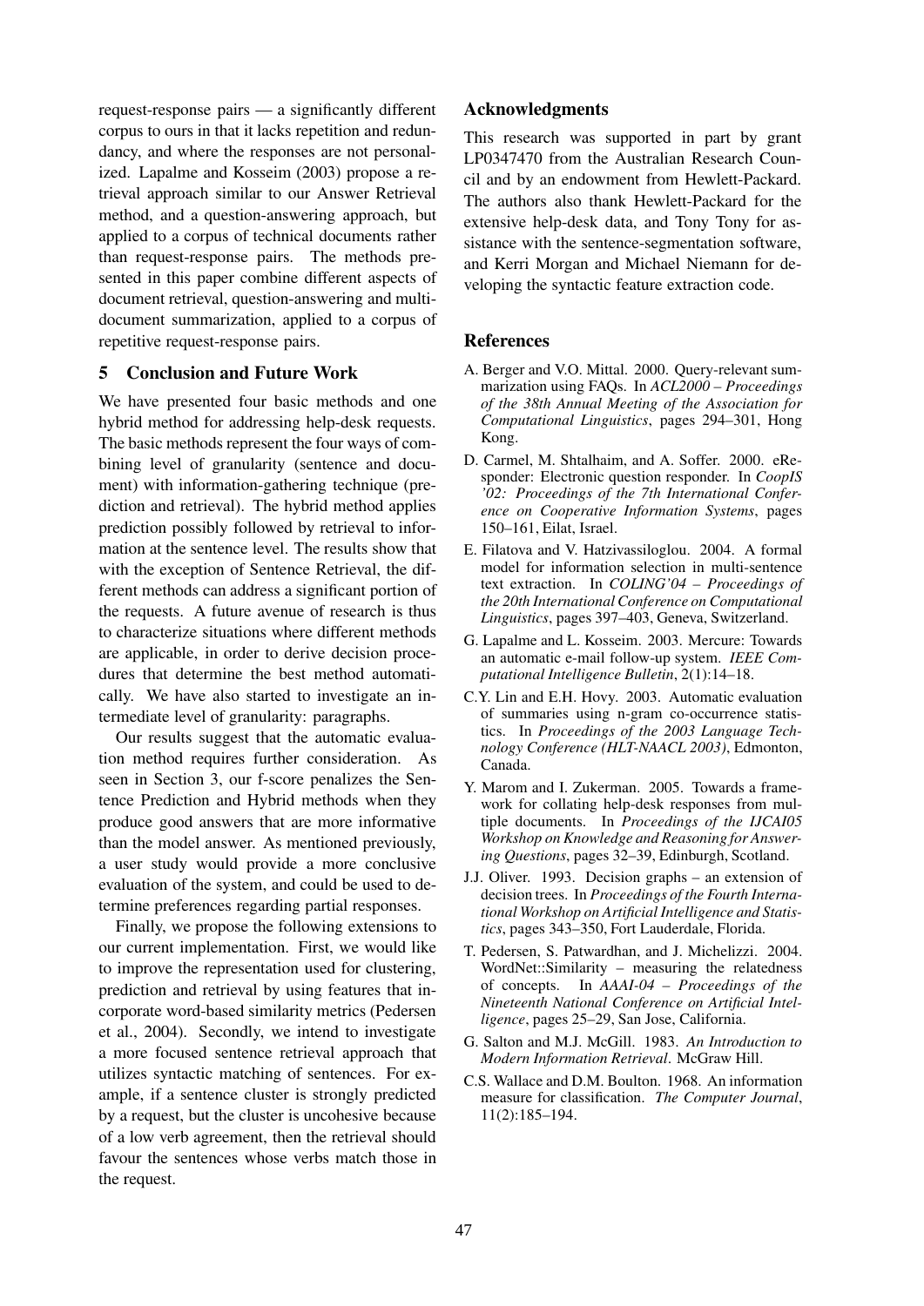request-response pairs — a significantly different corpus to ours in that it lacks repetition and redundancy, and where the responses are not personalized. Lapalme and Kosseim (2003) propose a retrieval approach similar to our Answer Retrieval method, and a question-answering approach, but applied to a corpus of technical documents rather than request-response pairs. The methods presented in this paper combine different aspects of document retrieval, question-answering and multi-document summarization, applied to a corpus of repetitive request-response pairs.

## 5 Conclusion and Future Work

We have presented four basic methods and one hybrid method for addressing help-desk requests. The basic methods represent the four ways of combining level of granularity (sentence and document) with information-gathering technique (prediction and retrieval). The hybrid method applies prediction possibly followed by retrieval to information at the sentence level. The results show that with the exception of Sentence Retrieval, the different methods can address a significant portion of the requests. A future avenue of research is thus to characterize situations where different methods are applicable, in order to derive decision procedures that determine the best method automatically. We have also started to investigate an intermediate level of granularity: paragraphs.

Our results suggest that the automatic evaluation method requires further consideration. As seen in Section 3, our f-score penalizes the Sentence Prediction and Hybrid methods when they produce good answers that are more informative than the model answer. As mentioned previously, a user study would provide a more conclusive evaluation of the system, and could be used to determine preferences regarding partial responses.

Finally, we propose the following extensions to our current implementation. First, we would like to improve the representation used for clustering, prediction and retrieval by using features that incorporate word-based similarity metrics (Pedersen et al., 2004). Secondly, we intend to investigate a more focused sentence retrieval approach that utilizes syntactic matching of sentences. For example, if a sentence cluster is strongly predicted by a request, but the cluster is uncohesive because of a low verb agreement, then the retrieval should favour the sentences whose verbs match those in the request.

## Acknowledgments

This research was supported in part by grant LP0347470 from the Australian Research Council and by an endowment from Hewlett-Packard. The authors also thank Hewlett-Packard for the extensive help-desk data, and Tony Tony for assistance with the sentence-segmentation software, and Kerri Morgan and Michael Niemann for developing the syntactic feature extraction code.

## References

A. Berger and V.O. Mittal. 2000. Query-relevant summarization using FAQs. In *ACL2000 – Proceedings of the 38th Annual Meeting of the Association for Computational Linguistics*, pages 294–301, Hong Kong.

D. Carmel, M. Shtalhaim, and A. Soffer. 2000. eResponder: Electronic question responder. In *CoopIS '02: Proceedings of the 7th International Conference on Cooperative Information Systems*, pages 150–161, Eilat, Israel.

E. Filatova and V. Hatzivassiloglou. 2004. A formal model for information selection in multi-sentence text extraction. In *COLING'04 – Proceedings of the 20th International Conference on Computational Linguistics*, pages 397–403, Geneva, Switzerland.

G. Lapalme and L. Kosseim. 2003. Mercure: Towards an automatic e-mail follow-up system. *IEEE Computational Intelligence Bulletin*, 2(1):14–18.

C.Y. Lin and E.H. Hovy. 2003. Automatic evaluation of summaries using n-gram co-occurrence statistics. In *Proceedings of the 2003 Language Technology Conference (HLT-NAACL 2003)*, Edmonton, Canada.

Y. Marom and I. Zukerman. 2005. Towards a framework for collating help-desk responses from multiple documents. In *Proceedings of the IJCAI05 Workshop on Knowledge and Reasoning for Answering Questions*, pages 32–39, Edinburgh, Scotland.

J.J. Oliver. 1993. Decision graphs – an extension of decision trees. In *Proceedings of the Fourth International Workshop on Artificial Intelligence and Statistics*, pages 343–350, Fort Lauderdale, Florida.

T. Pedersen, S. Patwardhan, and J. Michelizzi. 2004. WordNet::Similarity – measuring the relatedness of concepts. In *AAAI-04 – Proceedings of the Nineteenth National Conference on Artificial Intelligence*, pages 25–29, San Jose, California.

G. Salton and M.J. McGill. 1983. *An Introduction to Modern Information Retrieval*. McGraw Hill.

C.S. Wallace and D.M. Boulton. 1968. An information measure for classification. *The Computer Journal*, 11(2):185–194.